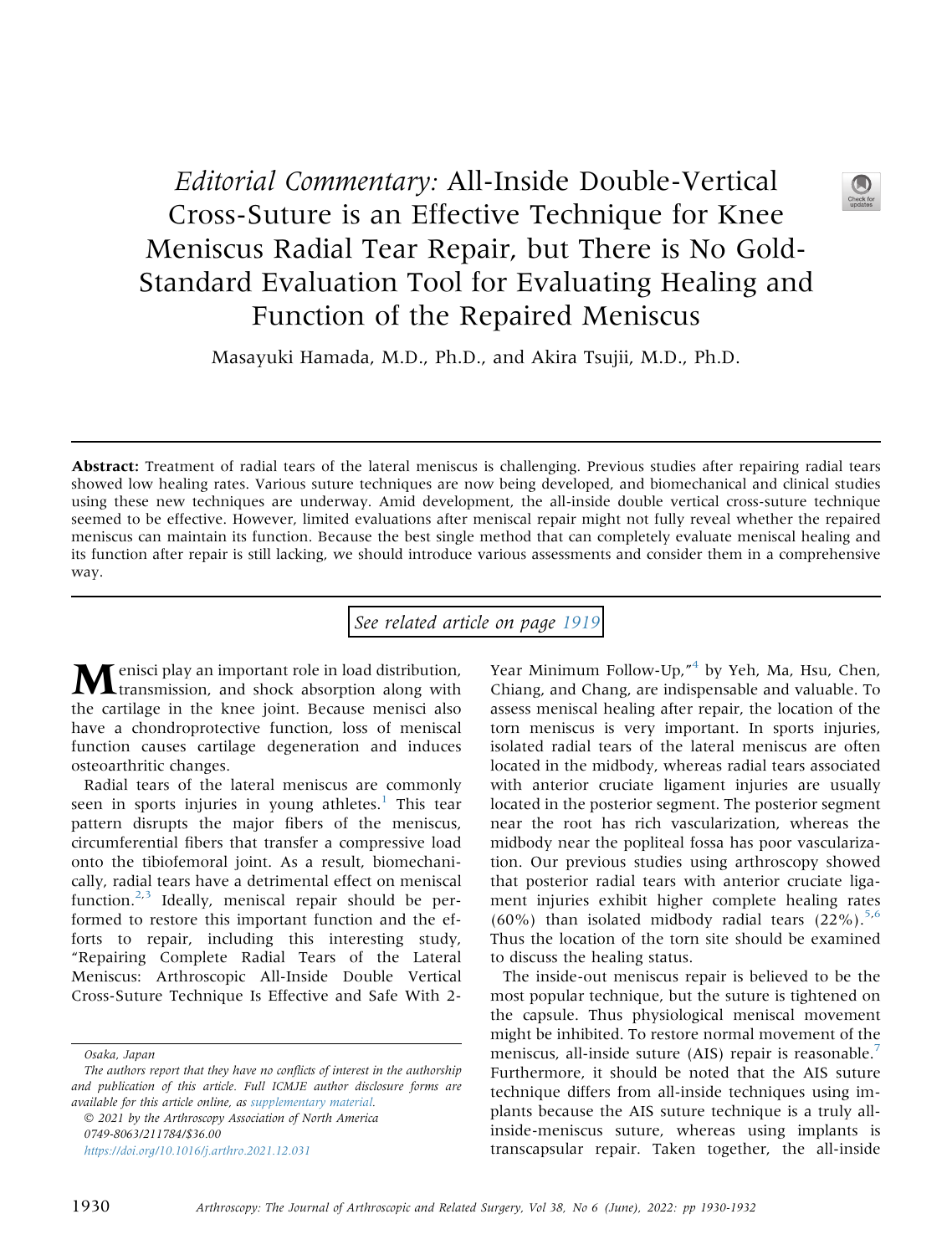# *Editorial Commentary:* All-Inside Double-Vertical Cross-Suture is an Effective Technique for Knee Meniscus Radial Tear Repair, but There is No Gold-Standard Evaluation Tool for Evaluating Healing and Function of the Repaired Meniscus

Masayuki Hamada, M.D., Ph.D., and Akira Tsujii, M.D., Ph.D.

**Abstract:** Treatment of radial tears of the lateral meniscus is challenging. Previous studies after repairing radial tears showed low healing rates. Various suture techniques are now being developed, and biomechanical and clinical studies using these new techniques are underway. Amid development, the all-inside double vertical cross-suture technique seemed to be effective. However, limited evaluations after meniscal repair might not fully reveal whether the repaired meniscus can maintain its function. Because the best single method that can completely evaluate meniscal healing and its function after repair is still lacking, we should introduce various assessments and consider them in a comprehensive way.

*See related article on page 1919*

Menisci play an important role in load distribution, transmission, and shock absorption along with the cartilage in the knee joint. Because menisci also have a chondroprotective function, loss of meniscal function causes cartilage degeneration and induces osteoarthritic changes.

Radial tears of the lateral meniscus are commonly seen in sports injuries in young athletes.[1] This tear pattern disrupts the major fibers of the meniscus, circumferential fibers that transfer a compressive load onto the tibiofemoral joint. As a result, biomechanically, radial tears have a detrimental effect on meniscal function.[2,3] Ideally, meniscal repair should be performed to restore this important function and the efforts to repair, including this interesting study, "Repairing Complete Radial Tears of the Lateral Meniscus: Arthroscopic All-Inside Double Vertical Cross-Suture Technique Is Effective and Safe With 2-Year Minimum Follow-Up,"[4] by Yeh, Ma, Hsu, Chen, Chiang, and Chang, are indispensable and valuable. To assess meniscal healing after repair, the location of the torn meniscus is very important. In sports injuries, isolated radial tears of the lateral meniscus are often located in the midbody, whereas radial tears associated with anterior cruciate ligament injuries are usually located in the posterior segment. The posterior segment near the root has rich vascularization, whereas the midbody near the popliteal fossa has poor vascularization. Our previous studies using arthroscopy showed that posterior radial tears with anterior cruciate ligament injuries exhibit higher complete healing rates (60%) than isolated midbody radial tears (22%).[5,6] Thus the location of the torn site should be examined to discuss the healing status.

The inside-out meniscus repair is believed to be the most popular technique, but the suture is tightened on the capsule. Thus physiological meniscal movement might be inhibited. To restore normal movement of the meniscus, all-inside suture (AIS) repair is reasonable.[7] Furthermore, it should be noted that the AIS suture technique differs from all-inside techniques using implants because the AIS suture technique is a truly all-inside-meniscus suture, whereas using implants is transcapsular repair. Taken together, the all-inside

Osaka, Japan

The authors report that they have no conflicts of interest in the authorship and publication of this article. Full ICMJE author disclosure forms are available for this article online, as supplementary material.

© 2021 by the Arthroscopy Association of North America

0749-8063/211784/$36.00

https://doi.org/10.1016/j.arthro.2021.12.031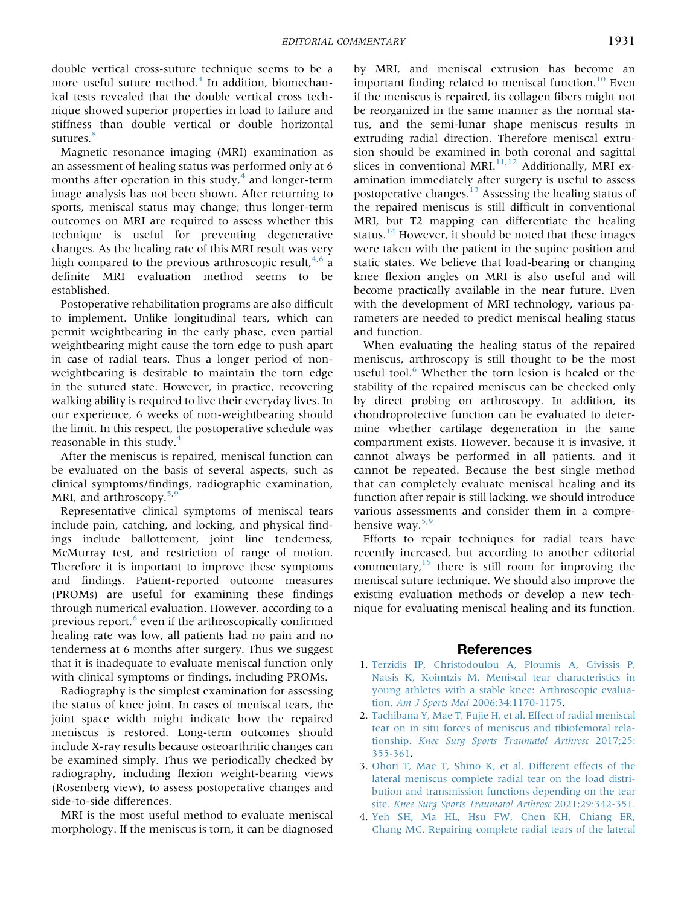double vertical cross-suture technique seems to be a more useful suture method.[4] In addition, biomechanical tests revealed that the double vertical cross technique showed superior properties in load to failure and stiffness than double vertical or double horizontal sutures.[8]

Magnetic resonance imaging (MRI) examination as an assessment of healing status was performed only at 6 months after operation in this study,[4] and longer-term image analysis has not been shown. After returning to sports, meniscal status may change; thus longer-term outcomes on MRI are required to assess whether this technique is useful for preventing degenerative changes. As the healing rate of this MRI result was very high compared to the previous arthroscopic result,[4,6] a definite MRI evaluation method seems to be established.

Postoperative rehabilitation programs are also difficult to implement. Unlike longitudinal tears, which can permit weightbearing in the early phase, even partial weightbearing might cause the torn edge to push apart in case of radial tears. Thus a longer period of non-weightbearing is desirable to maintain the torn edge in the sutured state. However, in practice, recovering walking ability is required to live their everyday lives. In our experience, 6 weeks of non-weightbearing should the limit. In this respect, the postoperative schedule was reasonable in this study.[4]

After the meniscus is repaired, meniscal function can be evaluated on the basis of several aspects, such as clinical symptoms/findings, radiographic examination, MRI, and arthroscopy.[5,9]

Representative clinical symptoms of meniscal tears include pain, catching, and locking, and physical findings include ballottement, joint line tenderness, McMurray test, and restriction of range of motion. Therefore it is important to improve these symptoms and findings. Patient-reported outcome measures (PROMs) are useful for examining these findings through numerical evaluation. However, according to a previous report,[6] even if the arthroscopically confirmed healing rate was low, all patients had no pain and no tenderness at 6 months after surgery. Thus we suggest that it is inadequate to evaluate meniscal function only with clinical symptoms or findings, including PROMs.

Radiography is the simplest examination for assessing the status of knee joint. In cases of meniscal tears, the joint space width might indicate how the repaired meniscus is restored. Long-term outcomes should include X-ray results because osteoarthritic changes can be examined simply. Thus we periodically checked by radiography, including flexion weight-bearing views (Rosenberg view), to assess postoperative changes and side-to-side differences.

MRI is the most useful method to evaluate meniscal morphology. If the meniscus is torn, it can be diagnosed by MRI, and meniscal extrusion has become an important finding related to meniscal function.[10] Even if the meniscus is repaired, its collagen fibers might not be reorganized in the same manner as the normal status, and the semi-lunar shape meniscus results in extruding radial direction. Therefore meniscal extrusion should be examined in both coronal and sagittal slices in conventional MRI.[11,12] Additionally, MRI examination immediately after surgery is useful to assess postoperative changes.[13] Assessing the healing status of the repaired meniscus is still difficult in conventional MRI, but T2 mapping can differentiate the healing status.[14] However, it should be noted that these images were taken with the patient in the supine position and static states. We believe that load-bearing or changing knee flexion angles on MRI is also useful and will become practically available in the near future. Even with the development of MRI technology, various parameters are needed to predict meniscal healing status and function.

When evaluating the healing status of the repaired meniscus, arthroscopy is still thought to be the most useful tool.[6] Whether the torn lesion is healed or the stability of the repaired meniscus can be checked only by direct probing on arthroscopy. In addition, its chondroprotective function can be evaluated to determine whether cartilage degeneration in the same compartment exists. However, because it is invasive, it cannot always be performed in all patients, and it cannot be repeated. Because the best single method that can completely evaluate meniscal healing and its function after repair is still lacking, we should introduce various assessments and consider them in a comprehensive way.[5,9]

Efforts to repair techniques for radial tears have recently increased, but according to another editorial commentary,[15] there is still room for improving the meniscal suture technique. We should also improve the existing evaluation methods or develop a new technique for evaluating meniscal healing and its function.

## References

1. Terzidis IP, Christodoulou A, Ploumis A, Givissis P, Natsis K, Koimtzis M. Meniscal tear characteristics in young athletes with a stable knee: Arthroscopic evaluation. *Am J Sports Med* 2006;34:1170-1175.
2. Tachibana Y, Mae T, Fujie H, et al. Effect of radial meniscal tear on in situ forces of meniscus and tibiofemoral relationship. *Knee Surg Sports Traumatol Arthrosc* 2017;25: 355-361.
3. Ohori T, Mae T, Shino K, et al. Different effects of the lateral meniscus complete radial tear on the load distribution and transmission functions depending on the tear site. *Knee Surg Sports Traumatol Arthrosc* 2021;29:342-351.
4. Yeh SH, Ma HL, Hsu FW, Chen KH, Chiang ER, Chang MC. Repairing complete radial tears of the lateral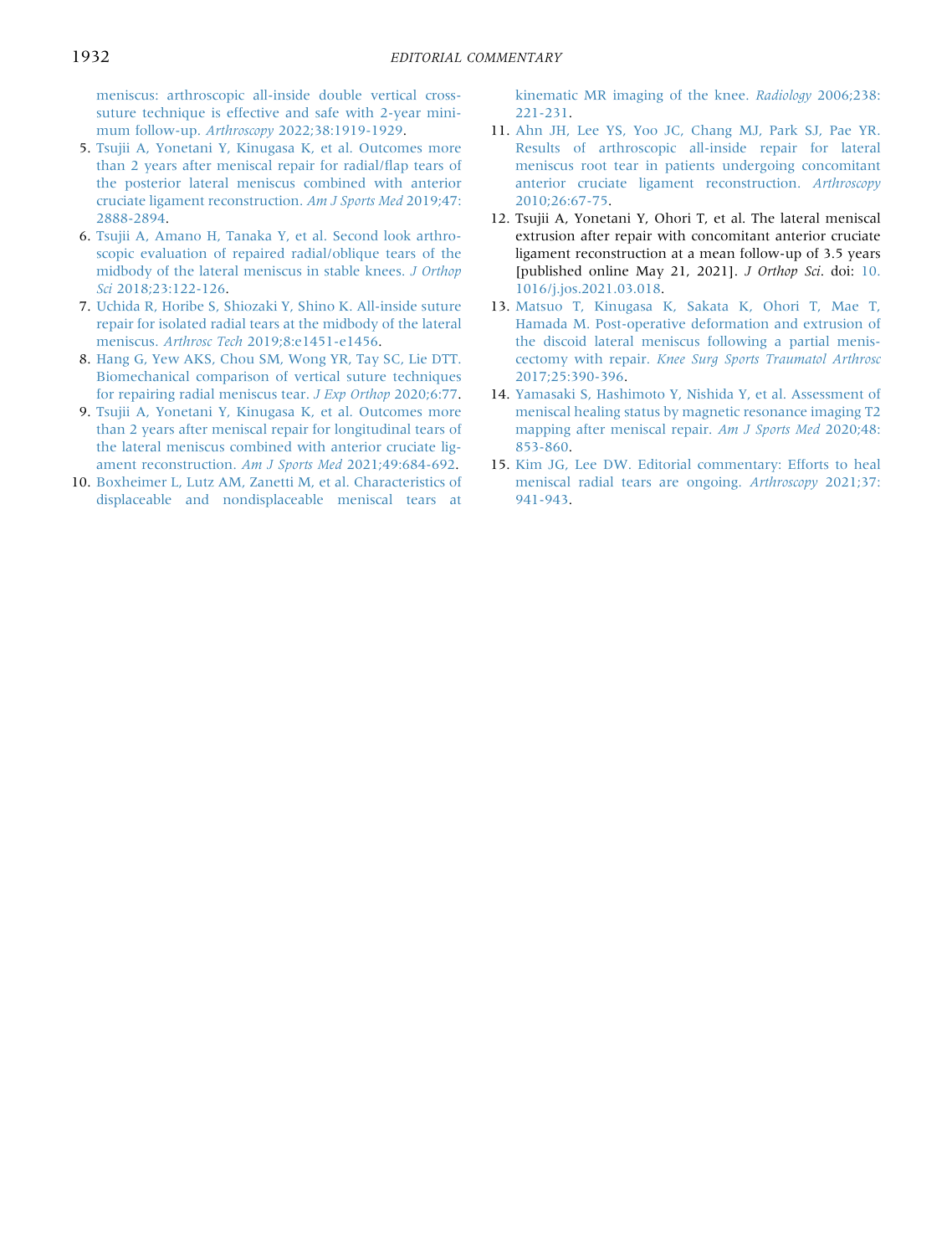meniscus: arthroscopic all-inside double vertical cross-suture technique is effective and safe with 2-year minimum follow-up. *Arthroscopy* 2022;38:1919-1929.

5. Tsujii A, Yonetani Y, Kinugasa K, et al. Outcomes more than 2 years after meniscal repair for radial/flap tears of the posterior lateral meniscus combined with anterior cruciate ligament reconstruction. *Am J Sports Med* 2019;47: 2888-2894.
6. Tsujii A, Amano H, Tanaka Y, et al. Second look arthroscopic evaluation of repaired radial/oblique tears of the midbody of the lateral meniscus in stable knees. *J Orthop Sci* 2018;23:122-126.
7. Uchida R, Horibe S, Shiozaki Y, Shino K. All-inside suture repair for isolated radial tears at the midbody of the lateral meniscus. *Arthrosc Tech* 2019;8:e1451-e1456.
8. Hang G, Yew AKS, Chou SM, Wong YR, Tay SC, Lie DTT. Biomechanical comparison of vertical suture techniques for repairing radial meniscus tear. *J Exp Orthop* 2020;6:77.
9. Tsujii A, Yonetani Y, Kinugasa K, et al. Outcomes more than 2 years after meniscal repair for longitudinal tears of the lateral meniscus combined with anterior cruciate ligament reconstruction. *Am J Sports Med* 2021;49:684-692.
10. Boxheimer L, Lutz AM, Zanetti M, et al. Characteristics of displaceable and nondisplaceable meniscal tears at kinematic MR imaging of the knee. *Radiology* 2006;238: 221-231.
11. Ahn JH, Lee YS, Yoo JC, Chang MJ, Park SJ, Pae YR. Results of arthroscopic all-inside repair for lateral meniscus root tear in patients undergoing concomitant anterior cruciate ligament reconstruction. *Arthroscopy* 2010;26:67-75.
12. Tsujii A, Yonetani Y, Ohori T, et al. The lateral meniscal extrusion after repair with concomitant anterior cruciate ligament reconstruction at a mean follow-up of 3.5 years [published online May 21, 2021]. *J Orthop Sci*. doi: 10.1016/j.jos.2021.03.018.
13. Matsuo T, Kinugasa K, Sakata K, Ohori T, Mae T, Hamada M. Post-operative deformation and extrusion of the discoid lateral meniscus following a partial meniscectomy with repair. *Knee Surg Sports Traumatol Arthrosc* 2017;25:390-396.
14. Yamasaki S, Hashimoto Y, Nishida Y, et al. Assessment of meniscal healing status by magnetic resonance imaging T2 mapping after meniscal repair. *Am J Sports Med* 2020;48: 853-860.
15. Kim JG, Lee DW. Editorial commentary: Efforts to heal meniscal radial tears are ongoing. *Arthroscopy* 2021;37: 941-943.